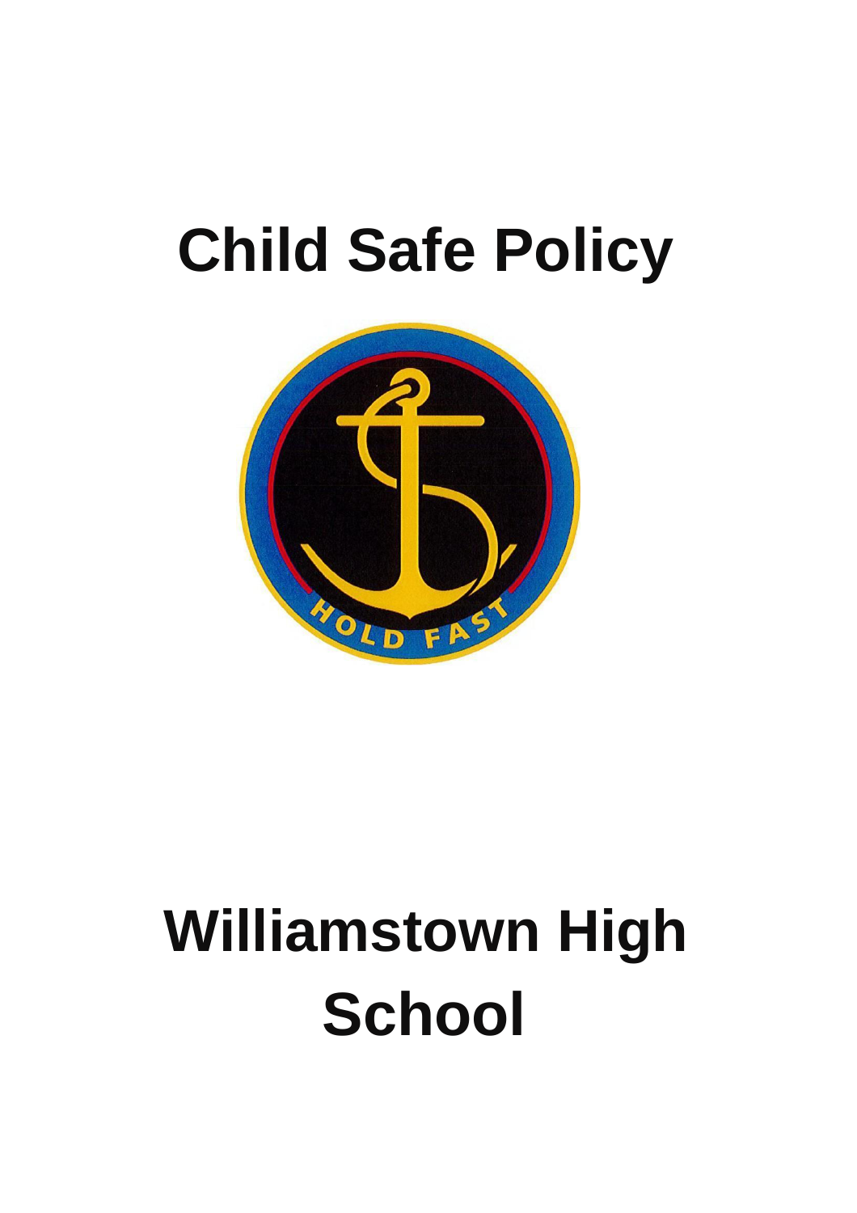# Child Safe Policy

# Williamstown High School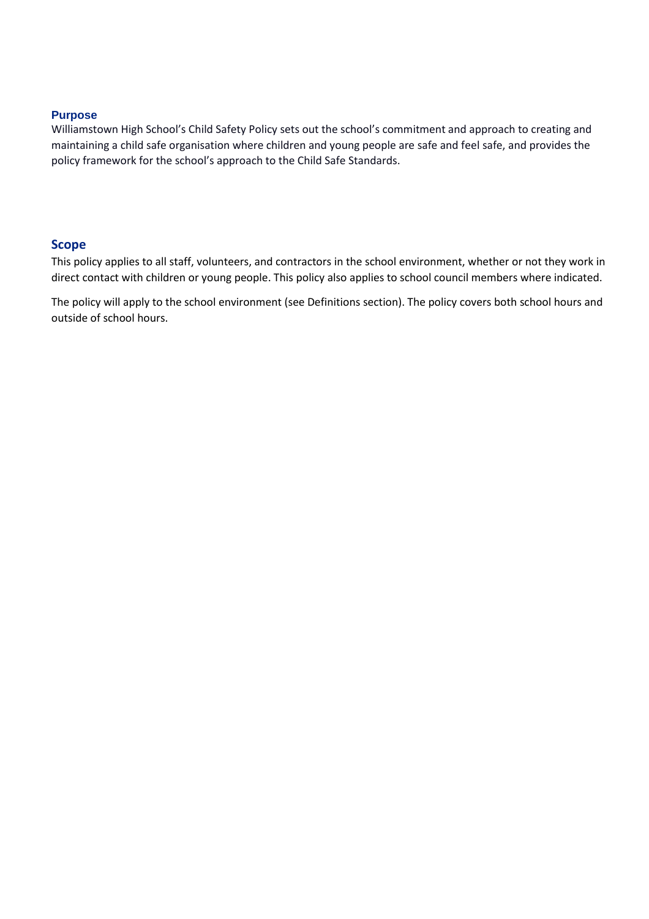## Purpose

Williamstown High School's Child Safety Policy sets out the school's commitment and approach to creating and maintaining a child safe organisation where children and young people are safe and feel safe, and provides the policy framework for the school's approach to the Child Safe Standards.

## Scope

This policy applies to all staff, volunteers, and contractors in the school environment, whether or not they work in direct contact with children or young people. This policy also applies to school council members where indicated.

The policy will apply to the school environment (see Definitions section). The policy covers both school hours and outside of school hours.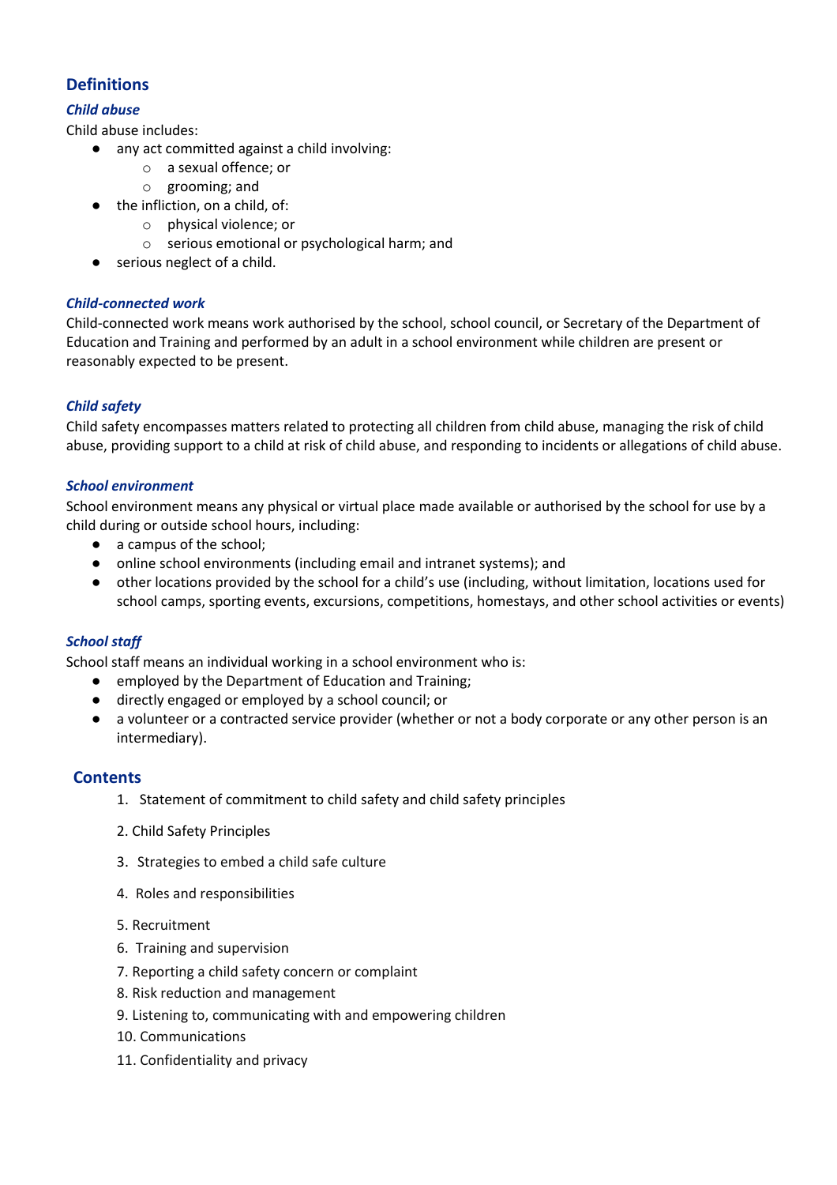## Definitions

### *Child abuse*

Child abuse includes:

- any act committed against a child involving:
  - a sexual offence; or
  - grooming; and
- the infliction, on a child, of:
  - physical violence; or
  - serious emotional or psychological harm; and
- serious neglect of a child.

### *Child-connected work*

Child-connected work means work authorised by the school, school council, or Secretary of the Department of Education and Training and performed by an adult in a school environment while children are present or reasonably expected to be present.

### *Child safety*

Child safety encompasses matters related to protecting all children from child abuse, managing the risk of child abuse, providing support to a child at risk of child abuse, and responding to incidents or allegations of child abuse.

### *School environment*

School environment means any physical or virtual place made available or authorised by the school for use by a child during or outside school hours, including:

- a campus of the school;
- online school environments (including email and intranet systems); and
- other locations provided by the school for a child's use (including, without limitation, locations used for school camps, sporting events, excursions, competitions, homestays, and other school activities or events)

### *School staff*

School staff means an individual working in a school environment who is:

- employed by the Department of Education and Training;
- directly engaged or employed by a school council; or
- a volunteer or a contracted service provider (whether or not a body corporate or any other person is an intermediary).

## Contents

1. Statement of commitment to child safety and child safety principles
2. Child Safety Principles
3. Strategies to embed a child safe culture
4. Roles and responsibilities
5. Recruitment
6. Training and supervision
7. Reporting a child safety concern or complaint
8. Risk reduction and management
9. Listening to, communicating with and empowering children
10. Communications
11. Confidentiality and privacy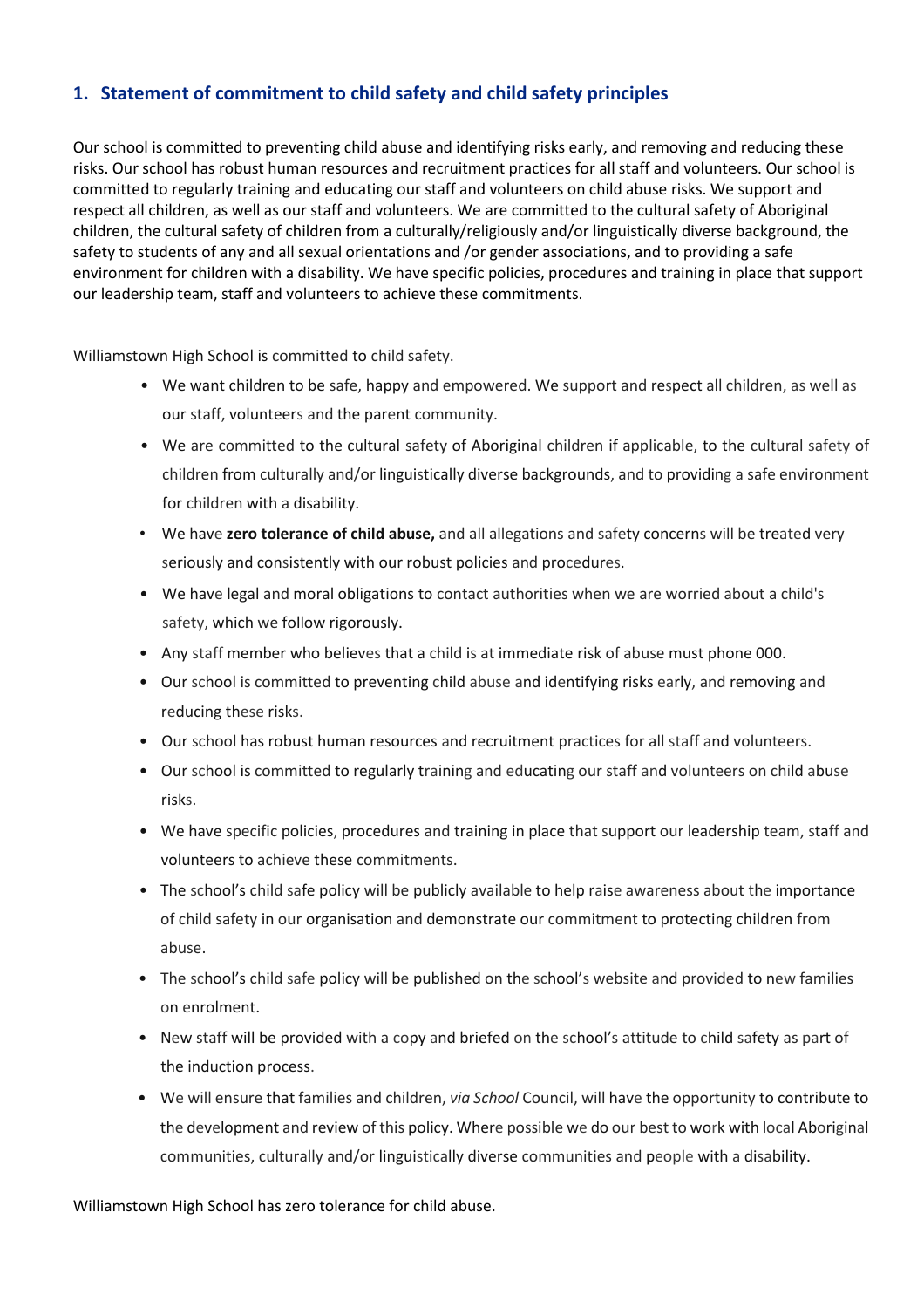## 1. Statement of commitment to child safety and child safety principles

Our school is committed to preventing child abuse and identifying risks early, and removing and reducing these risks. Our school has robust human resources and recruitment practices for all staff and volunteers. Our school is committed to regularly training and educating our staff and volunteers on child abuse risks. We support and respect all children, as well as our staff and volunteers. We are committed to the cultural safety of Aboriginal children, the cultural safety of children from a culturally/religiously and/or linguistically diverse background, the safety to students of any and all sexual orientations and /or gender associations, and to providing a safe environment for children with a disability. We have specific policies, procedures and training in place that support our leadership team, staff and volunteers to achieve these commitments.

Williamstown High School is committed to child safety.

- We want children to be safe, happy and empowered. We support and respect all children, as well as our staff, volunteers and the parent community.
- We are committed to the cultural safety of Aboriginal children if applicable, to the cultural safety of children from culturally and/or linguistically diverse backgrounds, and to providing a safe environment for children with a disability.
- We have **zero tolerance of child abuse,** and all allegations and safety concerns will be treated very seriously and consistently with our robust policies and procedures.
- We have legal and moral obligations to contact authorities when we are worried about a child's safety, which we follow rigorously.
- Any staff member who believes that a child is at immediate risk of abuse must phone 000.
- Our school is committed to preventing child abuse and identifying risks early, and removing and reducing these risks.
- Our school has robust human resources and recruitment practices for all staff and volunteers.
- Our school is committed to regularly training and educating our staff and volunteers on child abuse risks.
- We have specific policies, procedures and training in place that support our leadership team, staff and volunteers to achieve these commitments.
- The school's child safe policy will be publicly available to help raise awareness about the importance of child safety in our organisation and demonstrate our commitment to protecting children from abuse.
- The school's child safe policy will be published on the school's website and provided to new families on enrolment.
- New staff will be provided with a copy and briefed on the school's attitude to child safety as part of the induction process.
- We will ensure that families and children, *via School* Council, will have the opportunity to contribute to the development and review of this policy. Where possible we do our best to work with local Aboriginal communities, culturally and/or linguistically diverse communities and people with a disability.

Williamstown High School has zero tolerance for child abuse.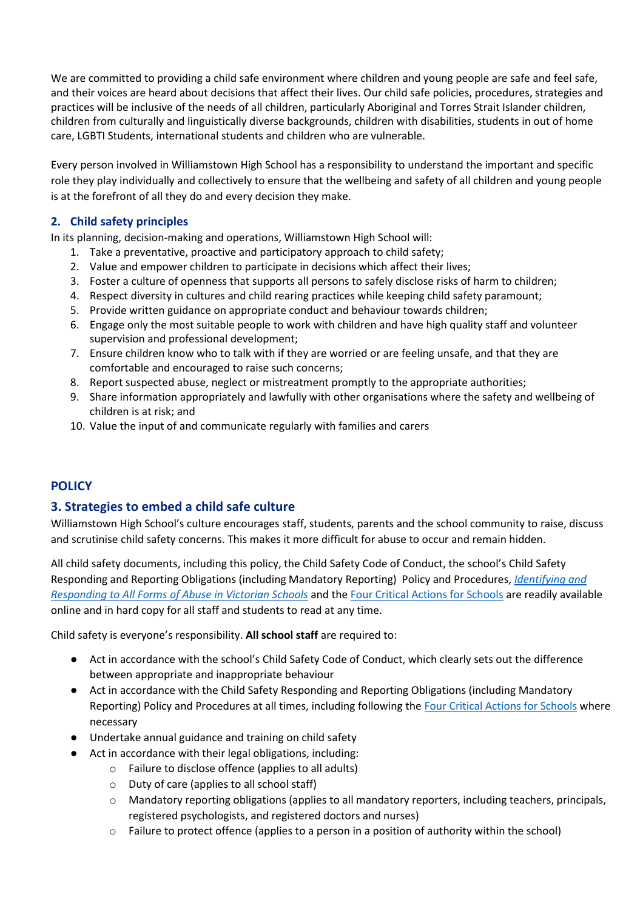We are committed to providing a child safe environment where children and young people are safe and feel safe, and their voices are heard about decisions that affect their lives. Our child safe policies, procedures, strategies and practices will be inclusive of the needs of all children, particularly Aboriginal and Torres Strait Islander children, children from culturally and linguistically diverse backgrounds, children with disabilities, students in out of home care, LGBTI Students, international students and children who are vulnerable.

Every person involved in Williamstown High School has a responsibility to understand the important and specific role they play individually and collectively to ensure that the wellbeing and safety of all children and young people is at the forefront of all they do and every decision they make.

### 2. Child safety principles

In its planning, decision-making and operations, Williamstown High School will:

1. Take a preventative, proactive and participatory approach to child safety;
2. Value and empower children to participate in decisions which affect their lives;
3. Foster a culture of openness that supports all persons to safely disclose risks of harm to children;
4. Respect diversity in cultures and child rearing practices while keeping child safety paramount;
5. Provide written guidance on appropriate conduct and behaviour towards children;
6. Engage only the most suitable people to work with children and have high quality staff and volunteer supervision and professional development;
7. Ensure children know who to talk with if they are worried or are feeling unsafe, and that they are comfortable and encouraged to raise such concerns;
8. Report suspected abuse, neglect or mistreatment promptly to the appropriate authorities;
9. Share information appropriately and lawfully with other organisations where the safety and wellbeing of children is at risk; and
10. Value the input of and communicate regularly with families and carers

## POLICY

### 3. Strategies to embed a child safe culture

Williamstown High School's culture encourages staff, students, parents and the school community to raise, discuss and scrutinise child safety concerns. This makes it more difficult for abuse to occur and remain hidden.

All child safety documents, including this policy, the Child Safety Code of Conduct, the school's Child Safety Responding and Reporting Obligations (including Mandatory Reporting) Policy and Procedures, *Identifying and Responding to All Forms of Abuse in Victorian Schools* and the Four Critical Actions for Schools are readily available online and in hard copy for all staff and students to read at any time.

Child safety is everyone's responsibility. **All school staff** are required to:

- Act in accordance with the school's Child Safety Code of Conduct, which clearly sets out the difference between appropriate and inappropriate behaviour
- Act in accordance with the Child Safety Responding and Reporting Obligations (including Mandatory Reporting) Policy and Procedures at all times, including following the Four Critical Actions for Schools where necessary
- Undertake annual guidance and training on child safety
- Act in accordance with their legal obligations, including:
    - Failure to disclose offence (applies to all adults)
    - Duty of care (applies to all school staff)
    - Mandatory reporting obligations (applies to all mandatory reporters, including teachers, principals, registered psychologists, and registered doctors and nurses)
    - Failure to protect offence (applies to a person in a position of authority within the school)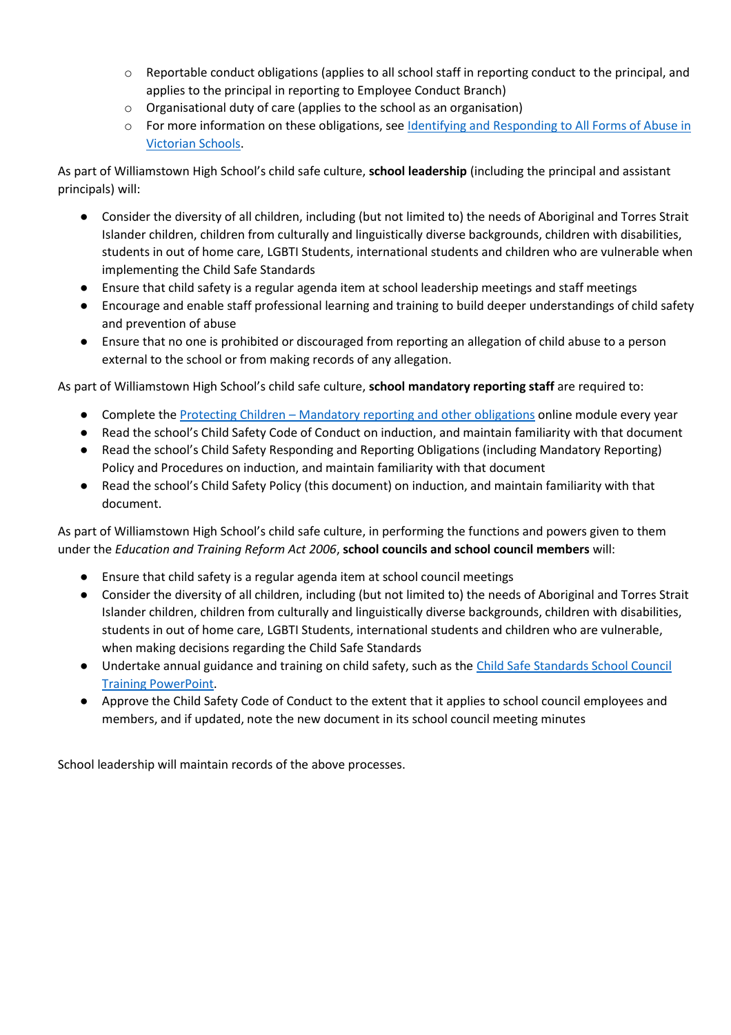- Reportable conduct obligations (applies to all school staff in reporting conduct to the principal, and applies to the principal in reporting to Employee Conduct Branch)
    - Organisational duty of care (applies to the school as an organisation)
    - For more information on these obligations, see [Identifying and Responding to All Forms of Abuse in Victorian Schools](#).

As part of Williamstown High School's child safe culture, **school leadership** (including the principal and assistant principals) will:

- Consider the diversity of all children, including (but not limited to) the needs of Aboriginal and Torres Strait Islander children, children from culturally and linguistically diverse backgrounds, children with disabilities, students in out of home care, LGBTI Students, international students and children who are vulnerable when implementing the Child Safe Standards
- Ensure that child safety is a regular agenda item at school leadership meetings and staff meetings
- Encourage and enable staff professional learning and training to build deeper understandings of child safety and prevention of abuse
- Ensure that no one is prohibited or discouraged from reporting an allegation of child abuse to a person external to the school or from making records of any allegation.

As part of Williamstown High School's child safe culture, **school mandatory reporting staff** are required to:

- Complete the [Protecting Children – Mandatory reporting and other obligations](#) online module every year
- Read the school's Child Safety Code of Conduct on induction, and maintain familiarity with that document
- Read the school's Child Safety Responding and Reporting Obligations (including Mandatory Reporting) Policy and Procedures on induction, and maintain familiarity with that document
- Read the school's Child Safety Policy (this document) on induction, and maintain familiarity with that document.

As part of Williamstown High School's child safe culture, in performing the functions and powers given to them under the *Education and Training Reform Act 2006*, **school councils and school council members** will:

- Ensure that child safety is a regular agenda item at school council meetings
- Consider the diversity of all children, including (but not limited to) the needs of Aboriginal and Torres Strait Islander children, children from culturally and linguistically diverse backgrounds, children with disabilities, students in out of home care, LGBTI Students, international students and children who are vulnerable, when making decisions regarding the Child Safe Standards
- Undertake annual guidance and training on child safety, such as the [Child Safe Standards School Council Training PowerPoint](#).
- Approve the Child Safety Code of Conduct to the extent that it applies to school council employees and members, and if updated, note the new document in its school council meeting minutes

School leadership will maintain records of the above processes.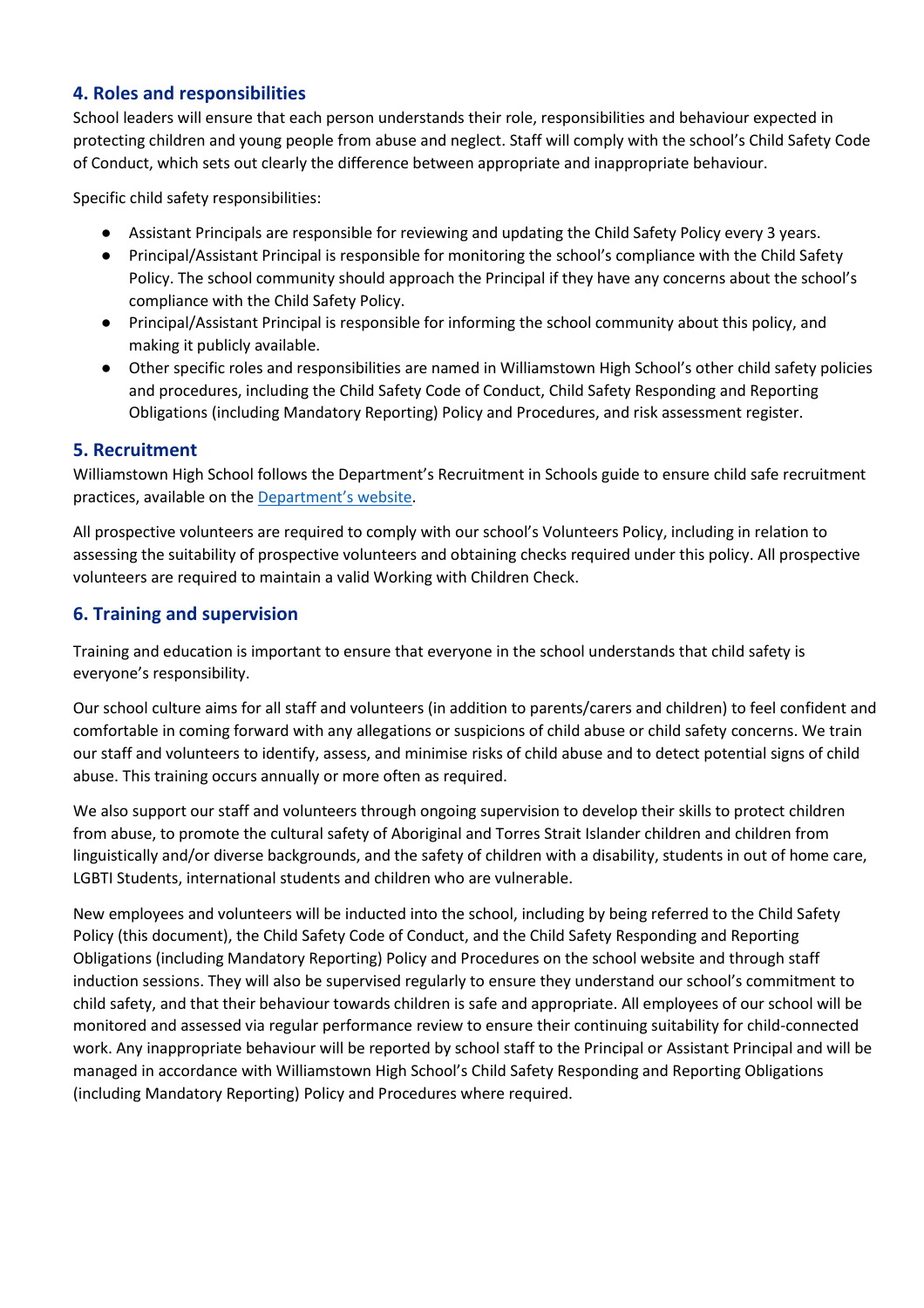## 4. Roles and responsibilities

School leaders will ensure that each person understands their role, responsibilities and behaviour expected in protecting children and young people from abuse and neglect. Staff will comply with the school's Child Safety Code of Conduct, which sets out clearly the difference between appropriate and inappropriate behaviour.

Specific child safety responsibilities:

- Assistant Principals are responsible for reviewing and updating the Child Safety Policy every 3 years.
- Principal/Assistant Principal is responsible for monitoring the school's compliance with the Child Safety Policy. The school community should approach the Principal if they have any concerns about the school's compliance with the Child Safety Policy.
- Principal/Assistant Principal is responsible for informing the school community about this policy, and making it publicly available.
- Other specific roles and responsibilities are named in Williamstown High School's other child safety policies and procedures, including the Child Safety Code of Conduct, Child Safety Responding and Reporting Obligations (including Mandatory Reporting) Policy and Procedures, and risk assessment register.

## 5. Recruitment

Williamstown High School follows the Department's Recruitment in Schools guide to ensure child safe recruitment practices, available on the Department's website.

All prospective volunteers are required to comply with our school's Volunteers Policy, including in relation to assessing the suitability of prospective volunteers and obtaining checks required under this policy. All prospective volunteers are required to maintain a valid Working with Children Check.

## 6. Training and supervision

Training and education is important to ensure that everyone in the school understands that child safety is everyone's responsibility.

Our school culture aims for all staff and volunteers (in addition to parents/carers and children) to feel confident and comfortable in coming forward with any allegations or suspicions of child abuse or child safety concerns. We train our staff and volunteers to identify, assess, and minimise risks of child abuse and to detect potential signs of child abuse. This training occurs annually or more often as required.

We also support our staff and volunteers through ongoing supervision to develop their skills to protect children from abuse, to promote the cultural safety of Aboriginal and Torres Strait Islander children and children from linguistically and/or diverse backgrounds, and the safety of children with a disability, students in out of home care, LGBTI Students, international students and children who are vulnerable.

New employees and volunteers will be inducted into the school, including by being referred to the Child Safety Policy (this document), the Child Safety Code of Conduct, and the Child Safety Responding and Reporting Obligations (including Mandatory Reporting) Policy and Procedures on the school website and through staff induction sessions. They will also be supervised regularly to ensure they understand our school's commitment to child safety, and that their behaviour towards children is safe and appropriate. All employees of our school will be monitored and assessed via regular performance review to ensure their continuing suitability for child-connected work. Any inappropriate behaviour will be reported by school staff to the Principal or Assistant Principal and will be managed in accordance with Williamstown High School's Child Safety Responding and Reporting Obligations (including Mandatory Reporting) Policy and Procedures where required.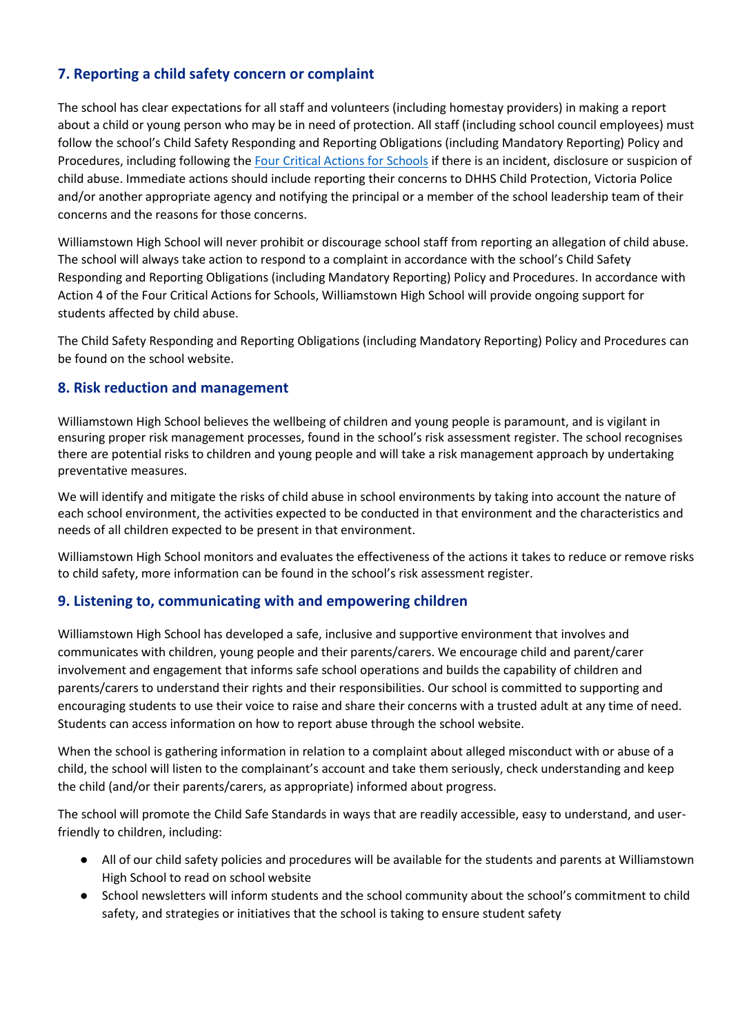## 7. Reporting a child safety concern or complaint

The school has clear expectations for all staff and volunteers (including homestay providers) in making a report about a child or young person who may be in need of protection. All staff (including school council employees) must follow the school's Child Safety Responding and Reporting Obligations (including Mandatory Reporting) Policy and Procedures, including following the [Four Critical Actions for Schools](Four Critical Actions for Schools) if there is an incident, disclosure or suspicion of child abuse. Immediate actions should include reporting their concerns to DHHS Child Protection, Victoria Police and/or another appropriate agency and notifying the principal or a member of the school leadership team of their concerns and the reasons for those concerns.

Williamstown High School will never prohibit or discourage school staff from reporting an allegation of child abuse. The school will always take action to respond to a complaint in accordance with the school's Child Safety Responding and Reporting Obligations (including Mandatory Reporting) Policy and Procedures. In accordance with Action 4 of the Four Critical Actions for Schools, Williamstown High School will provide ongoing support for students affected by child abuse.

The Child Safety Responding and Reporting Obligations (including Mandatory Reporting) Policy and Procedures can be found on the school website.

## 8. Risk reduction and management

Williamstown High School believes the wellbeing of children and young people is paramount, and is vigilant in ensuring proper risk management processes, found in the school's risk assessment register. The school recognises there are potential risks to children and young people and will take a risk management approach by undertaking preventative measures.

We will identify and mitigate the risks of child abuse in school environments by taking into account the nature of each school environment, the activities expected to be conducted in that environment and the characteristics and needs of all children expected to be present in that environment.

Williamstown High School monitors and evaluates the effectiveness of the actions it takes to reduce or remove risks to child safety, more information can be found in the school's risk assessment register.

## 9. Listening to, communicating with and empowering children

Williamstown High School has developed a safe, inclusive and supportive environment that involves and communicates with children, young people and their parents/carers. We encourage child and parent/carer involvement and engagement that informs safe school operations and builds the capability of children and parents/carers to understand their rights and their responsibilities. Our school is committed to supporting and encouraging students to use their voice to raise and share their concerns with a trusted adult at any time of need. Students can access information on how to report abuse through the school website.

When the school is gathering information in relation to a complaint about alleged misconduct with or abuse of a child, the school will listen to the complainant's account and take them seriously, check understanding and keep the child (and/or their parents/carers, as appropriate) informed about progress.

The school will promote the Child Safe Standards in ways that are readily accessible, easy to understand, and user-friendly to children, including:

- All of our child safety policies and procedures will be available for the students and parents at Williamstown High School to read on school website
- School newsletters will inform students and the school community about the school's commitment to child safety, and strategies or initiatives that the school is taking to ensure student safety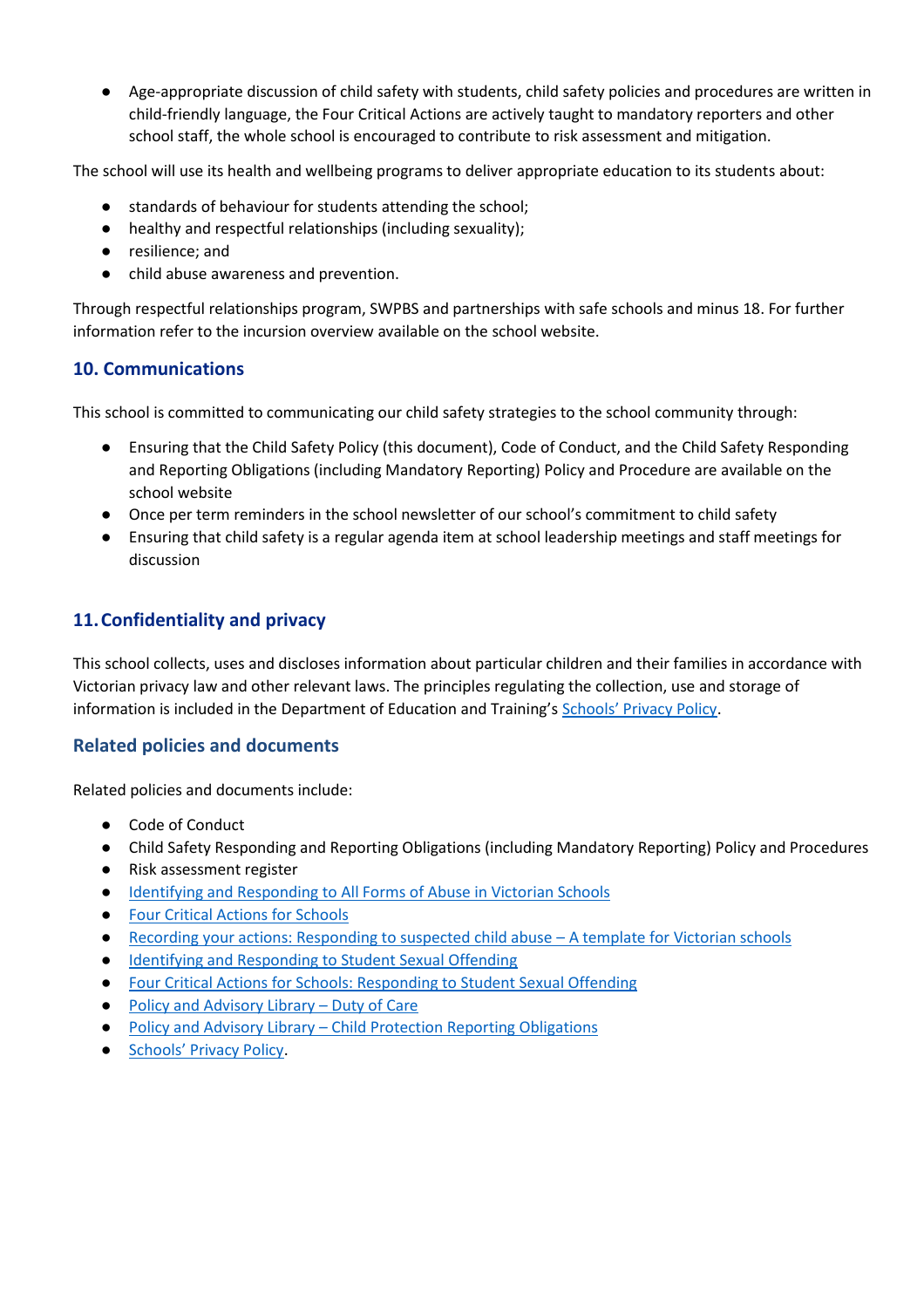- Age-appropriate discussion of child safety with students, child safety policies and procedures are written in child-friendly language, the Four Critical Actions are actively taught to mandatory reporters and other school staff, the whole school is encouraged to contribute to risk assessment and mitigation.

The school will use its health and wellbeing programs to deliver appropriate education to its students about:

- standards of behaviour for students attending the school;
- healthy and respectful relationships (including sexuality);
- resilience; and
- child abuse awareness and prevention.

Through respectful relationships program, SWPBS and partnerships with safe schools and minus 18. For further information refer to the incursion overview available on the school website.

## 10. Communications

This school is committed to communicating our child safety strategies to the school community through:

- Ensuring that the Child Safety Policy (this document), Code of Conduct, and the Child Safety Responding and Reporting Obligations (including Mandatory Reporting) Policy and Procedure are available on the school website
- Once per term reminders in the school newsletter of our school's commitment to child safety
- Ensuring that child safety is a regular agenda item at school leadership meetings and staff meetings for discussion

## 11. Confidentiality and privacy

This school collects, uses and discloses information about particular children and their families in accordance with Victorian privacy law and other relevant laws. The principles regulating the collection, use and storage of information is included in the Department of Education and Training's Schools' Privacy Policy.

## Related policies and documents

Related policies and documents include:

- Code of Conduct
- Child Safety Responding and Reporting Obligations (including Mandatory Reporting) Policy and Procedures
- Risk assessment register
- Identifying and Responding to All Forms of Abuse in Victorian Schools
- Four Critical Actions for Schools
- Recording your actions: Responding to suspected child abuse – A template for Victorian schools
- Identifying and Responding to Student Sexual Offending
- Four Critical Actions for Schools: Responding to Student Sexual Offending
- Policy and Advisory Library – Duty of Care
- Policy and Advisory Library – Child Protection Reporting Obligations
- Schools' Privacy Policy.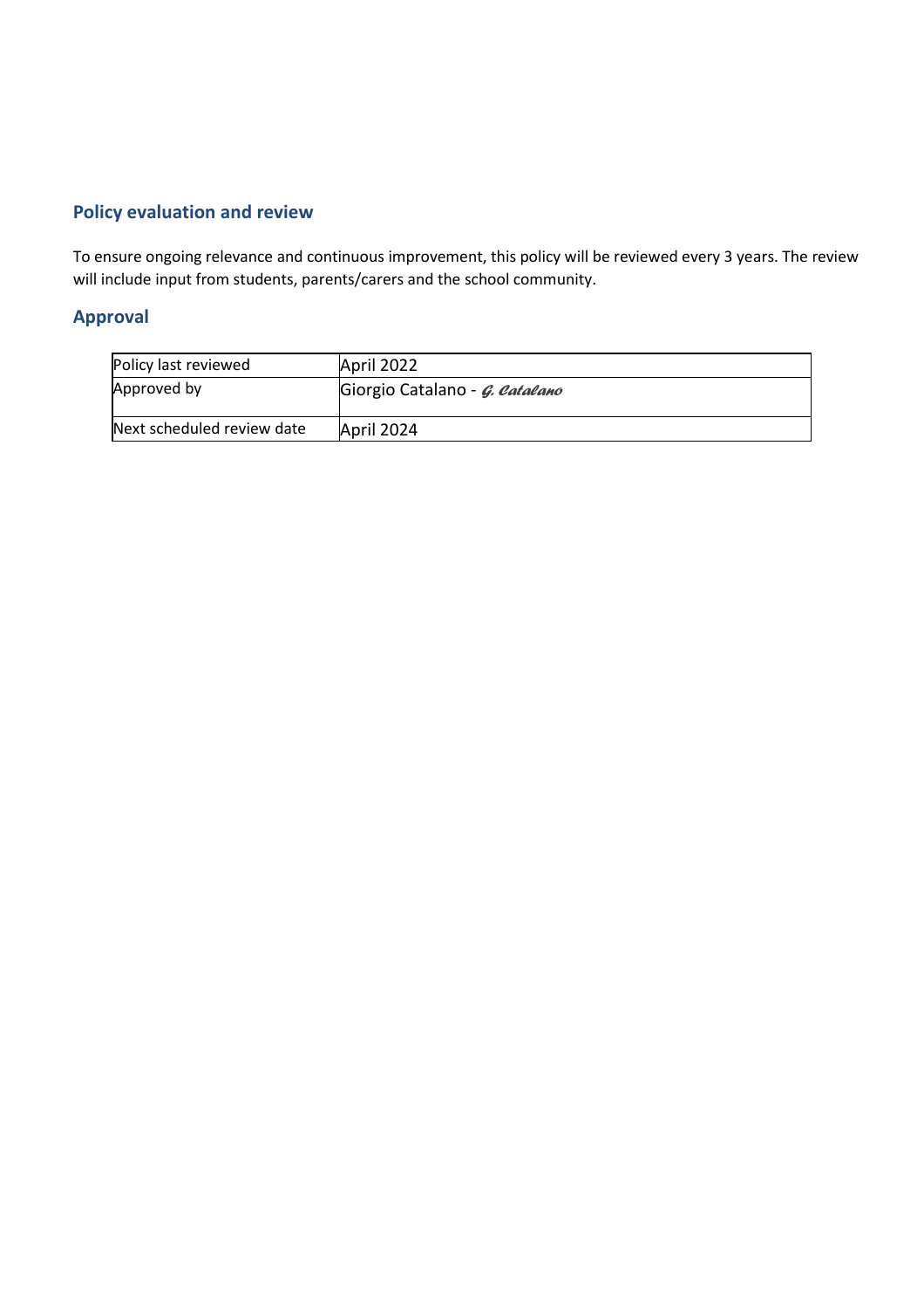## Policy evaluation and review

To ensure ongoing relevance and continuous improvement, this policy will be reviewed every 3 years. The review will include input from students, parents/carers and the school community.

## Approval

| | |
|---|---|
| Policy last reviewed | April 2022 |
| Approved by | Giorgio Catalano - *G. Catalano* |
| Next scheduled review date | April 2024 |